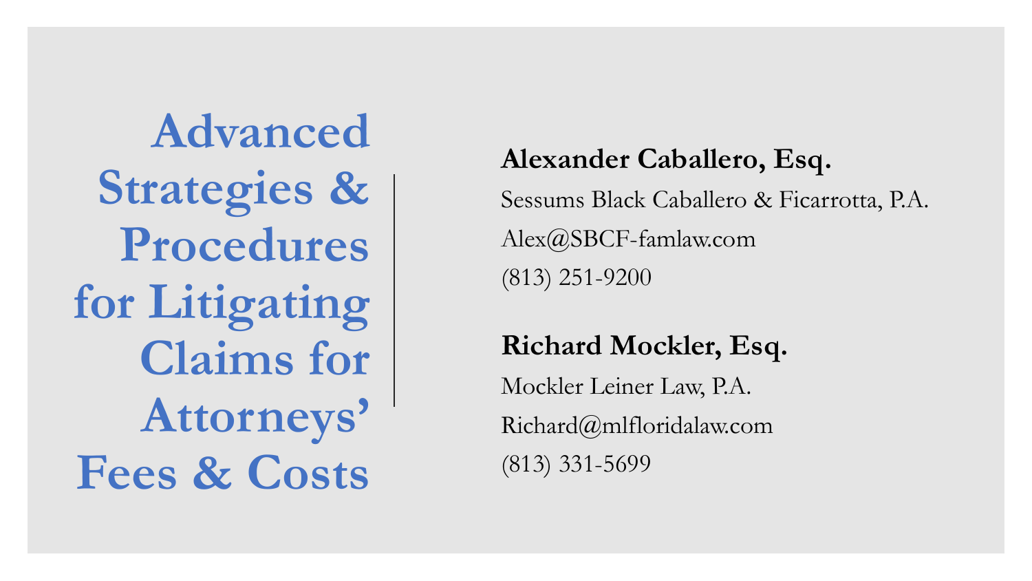# Advanced Strategies & Procedures for Litigating Claims for Attorneys' Fees & Costs

**Alexander Caballero, Esq.**

Sessums Black Caballero & Ficarrotta, P.A.

Alex@SBCF-famlaw.com

(813) 251-9200

**Richard Mockler, Esq.**

Mockler Leiner Law, P.A.

Richard@mlfloridalaw.com

(813) 331-5699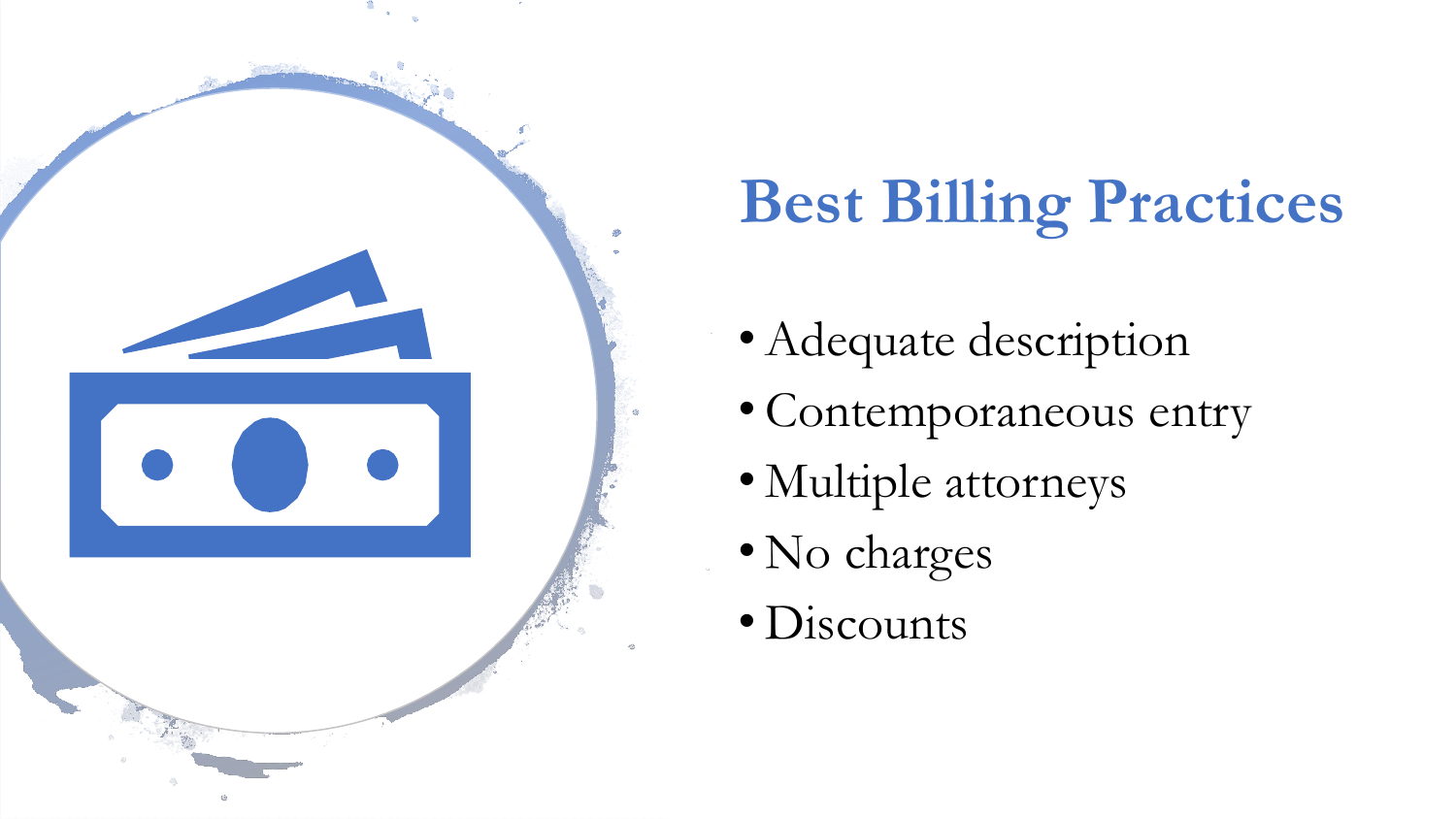# Best Billing Practices

- Adequate description
- Contemporaneous entry
- Multiple attorneys
- No charges
- Discounts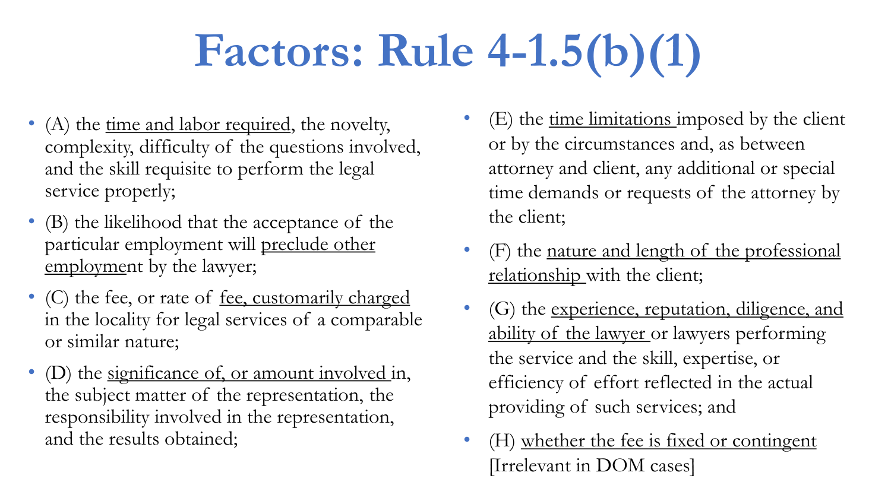# Factors: Rule 4-1.5(b)(1)

- (A) the <u>time and labor required</u>, the novelty, complexity, difficulty of the questions involved, and the skill requisite to perform the legal service properly;
- (B) the likelihood that the acceptance of the particular employment will <u>preclude other employmen</u>t by the lawyer;
- (C) the fee, or rate of <u>fee, customarily charged</u> in the locality for legal services of a comparable or similar nature;
- (D) the <u>significance of, or amount involved</u> in, the subject matter of the representation, the responsibility involved in the representation, and the results obtained;
- (E) the <u>time limitations</u> imposed by the client or by the circumstances and, as between attorney and client, any additional or special time demands or requests of the attorney by the client;
- (F) the <u>nature and length of the professional relationship</u> with the client;
- (G) the <u>experience, reputation, diligence, and ability of the lawyer</u> or lawyers performing the service and the skill, expertise, or efficiency of effort reflected in the actual providing of such services; and
- (H) <u>whether the fee is fixed or contingent</u> [Irrelevant in DOM cases]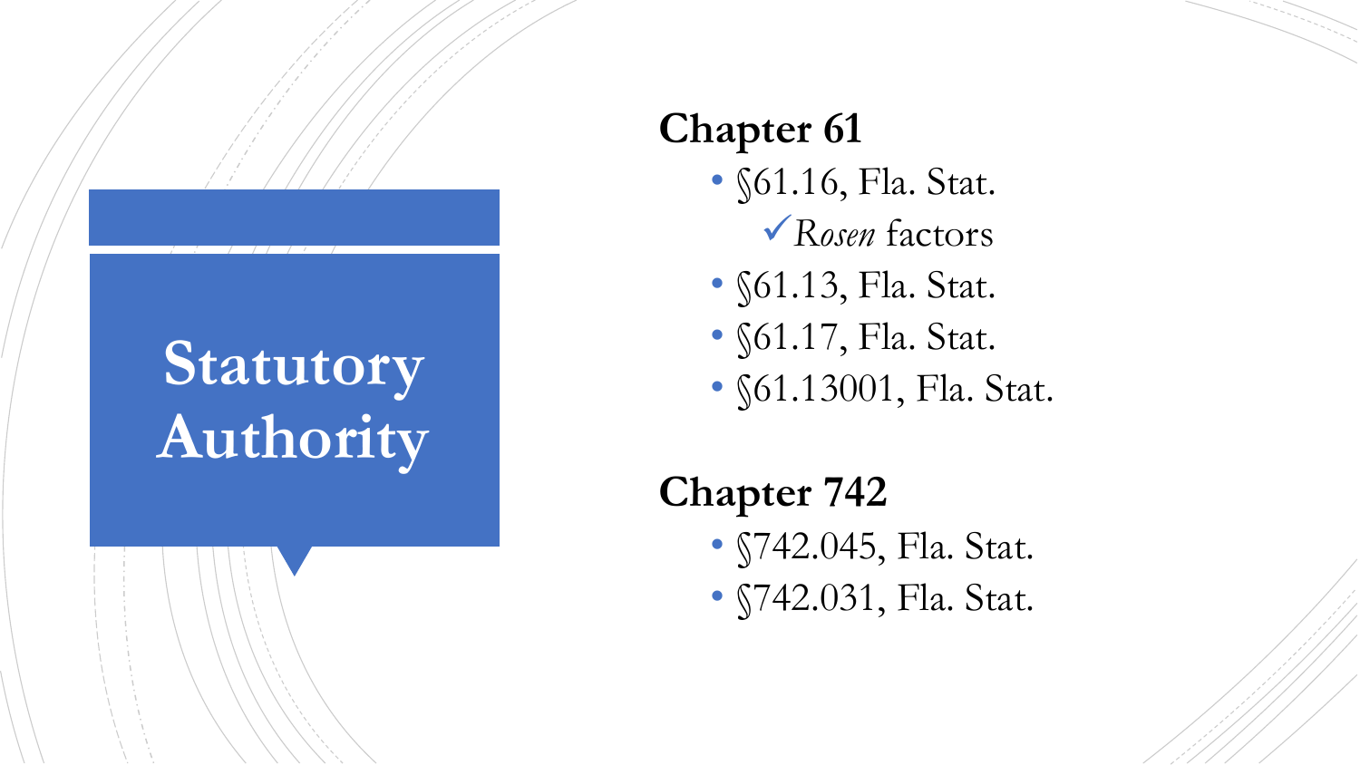# Statutory Authority

**Chapter 61**

- §61.16, Fla. Stat.
  - ✓ *Rosen* factors
- §61.13, Fla. Stat.
- §61.17, Fla. Stat.
- §61.13001, Fla. Stat.

**Chapter 742**

- §742.045, Fla. Stat.
- §742.031, Fla. Stat.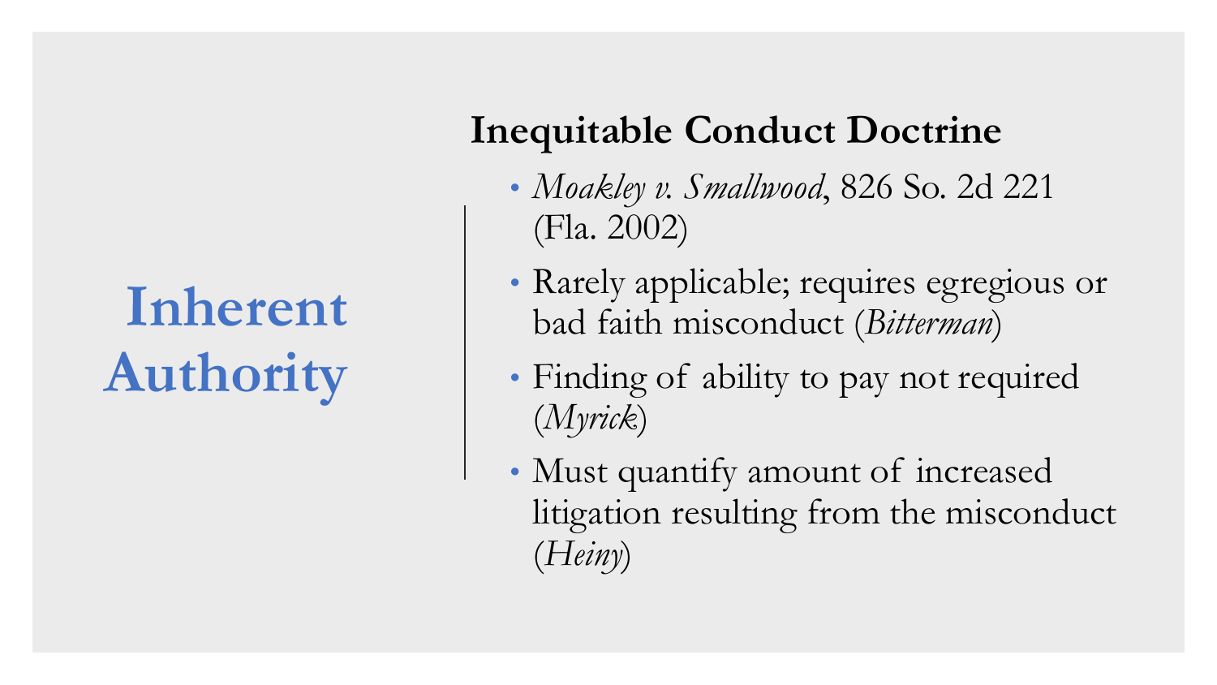# Inherent Authority

## Inequitable Conduct Doctrine

- *Moakley v. Smallwood*, 826 So. 2d 221 (Fla. 2002)
- Rarely applicable; requires egregious or bad faith misconduct (*Bitterman*)
- Finding of ability to pay not required (*Myrick*)
- Must quantify amount of increased litigation resulting from the misconduct (*Heiny*)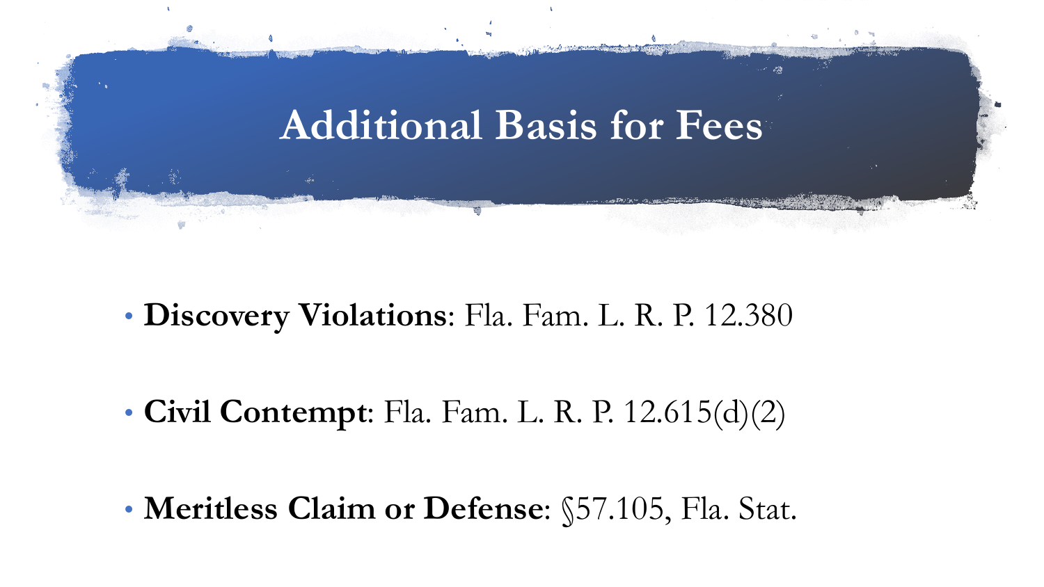# Additional Basis for Fees

- **Discovery Violations**: Fla. Fam. L. R. P. 12.380
- **Civil Contempt**: Fla. Fam. L. R. P. 12.615(d)(2)
- **Meritless Claim or Defense**: §57.105, Fla. Stat.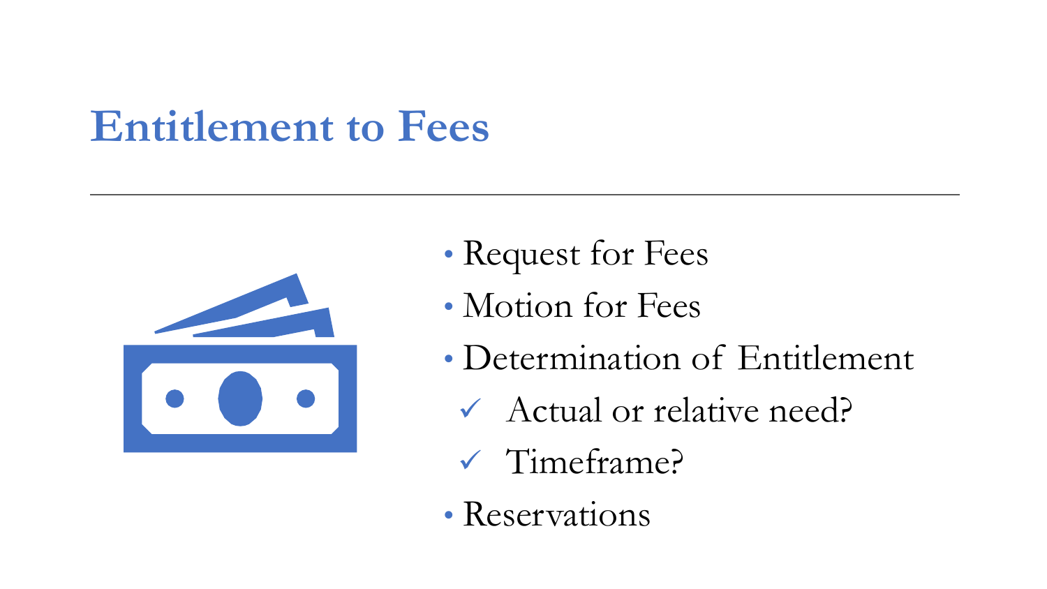# Entitlement to Fees

- Request for Fees
- Motion for Fees
- Determination of Entitlement
  - ✓ Actual or relative need?
  - ✓ Timeframe?
- Reservations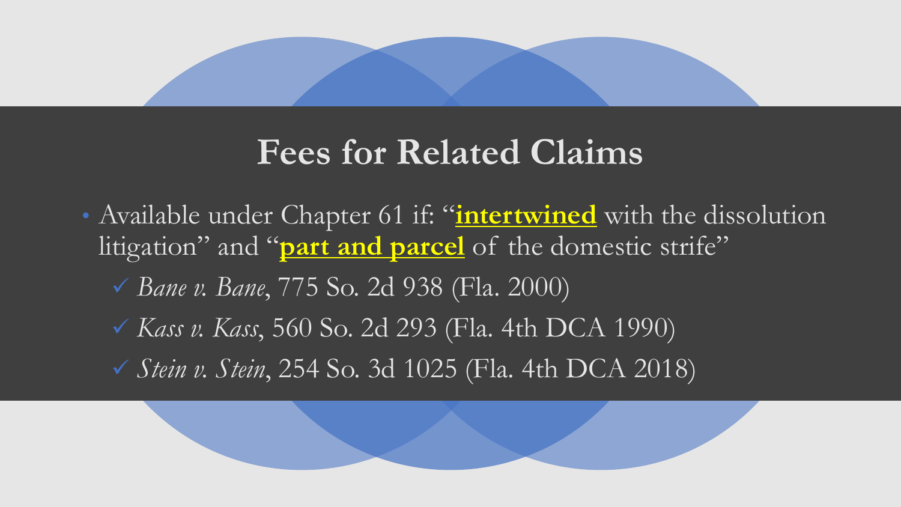# Fees for Related Claims

- Available under Chapter 61 if: "**intertwined** with the dissolution litigation" and "**part and parcel** of the domestic strife"
  - ✓ *Bane v. Bane*, 775 So. 2d 938 (Fla. 2000)
  - ✓ *Kass v. Kass*, 560 So. 2d 293 (Fla. 4th DCA 1990)
  - ✓ *Stein v. Stein*, 254 So. 3d 1025 (Fla. 4th DCA 2018)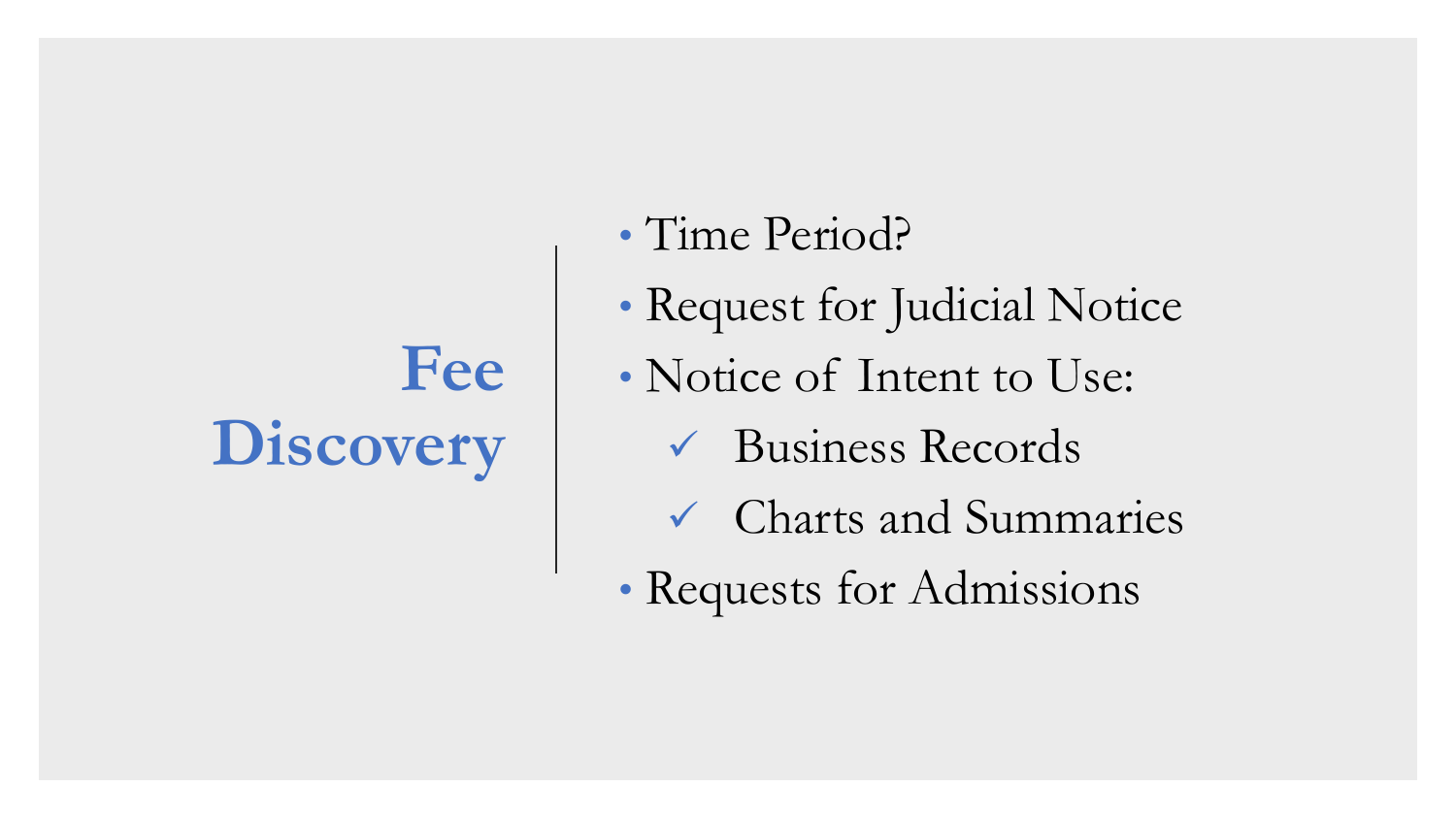# Fee Discovery

- Time Period?
- Request for Judicial Notice
- Notice of Intent to Use:
  - ✓ Business Records
  - ✓ Charts and Summaries
- Requests for Admissions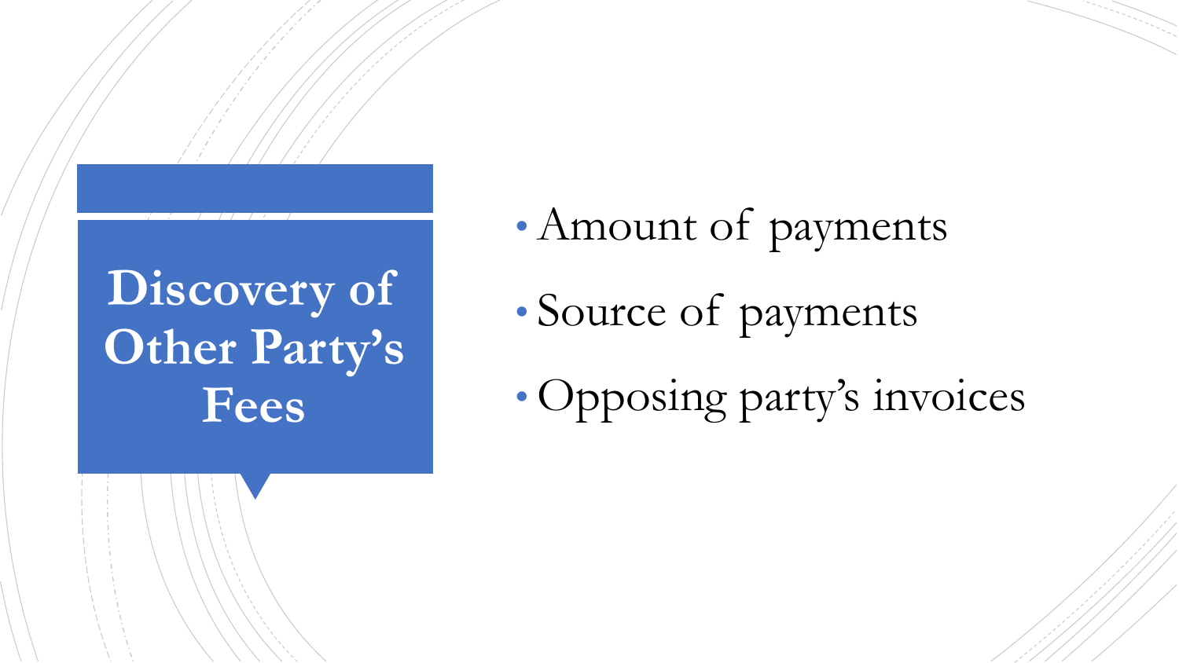# Discovery of Other Party's Fees

- Amount of payments
- Source of payments
- Opposing party's invoices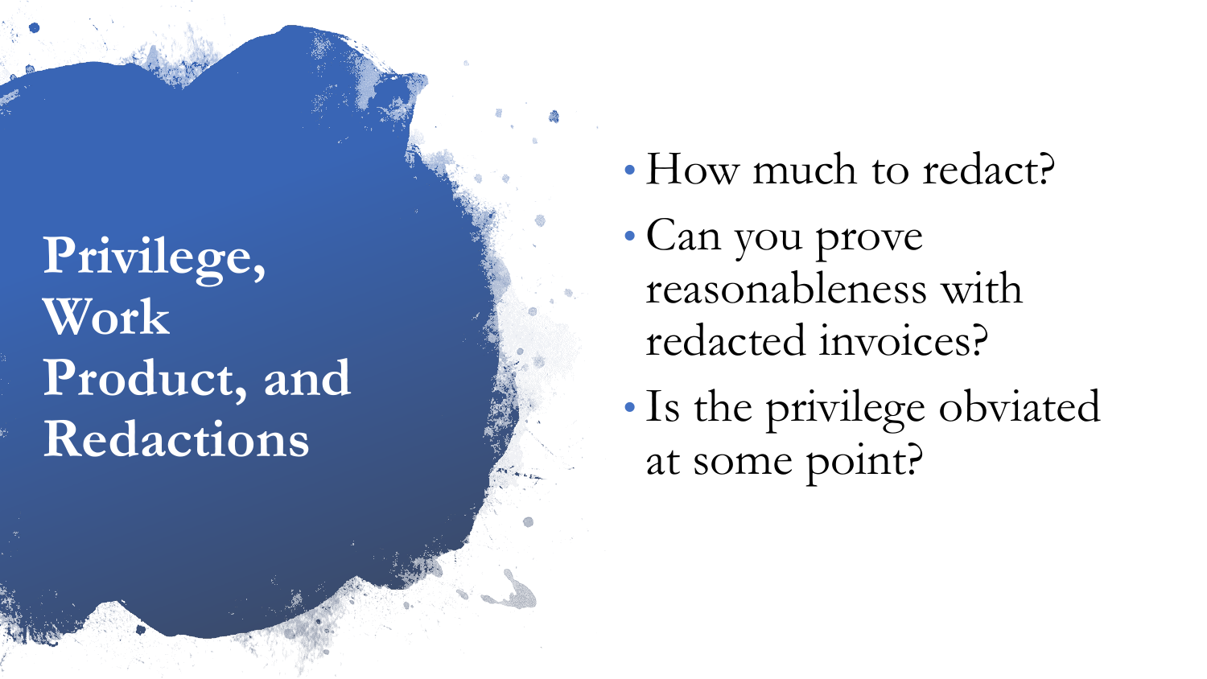# Privilege, Work Product, and Redactions

- How much to redact?
- Can you prove reasonableness with redacted invoices?
- Is the privilege obviated at some point?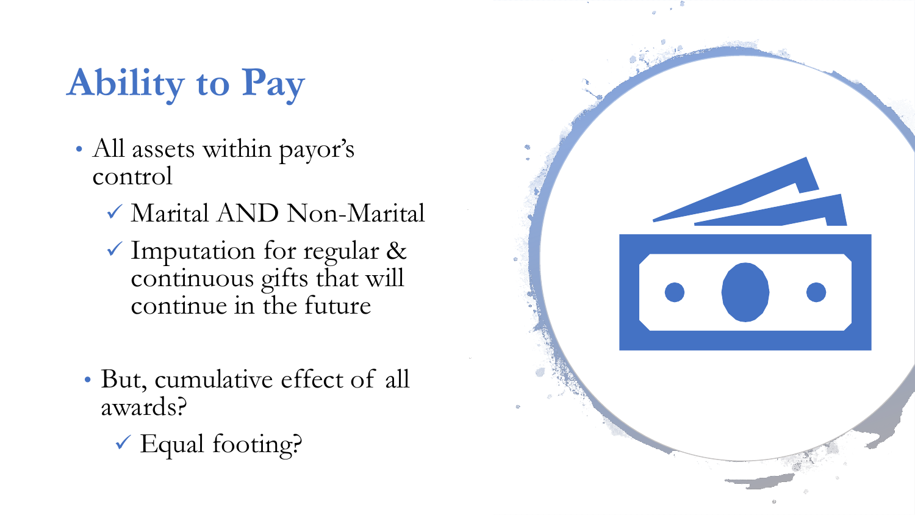# Ability to Pay

- All assets within payor's control
  - ✓ Marital AND Non-Marital
  - ✓ Imputation for regular & continuous gifts that will continue in the future

- But, cumulative effect of all awards?
  - ✓ Equal footing?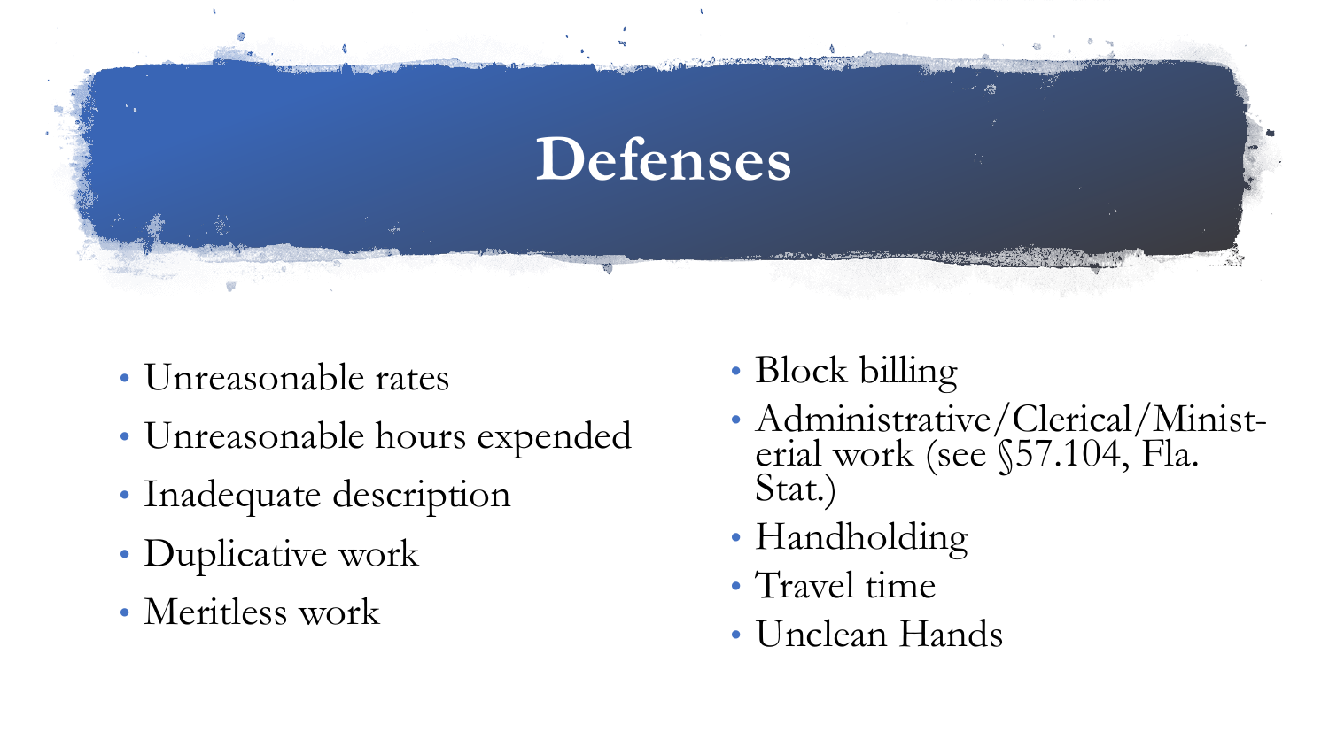# Defenses

- Unreasonable rates
- Unreasonable hours expended
- Inadequate description
- Duplicative work
- Meritless work
- Block billing
- Administrative/Clerical/Ministerial work (see §57.104, Fla. Stat.)
- Handholding
- Travel time
- Unclean Hands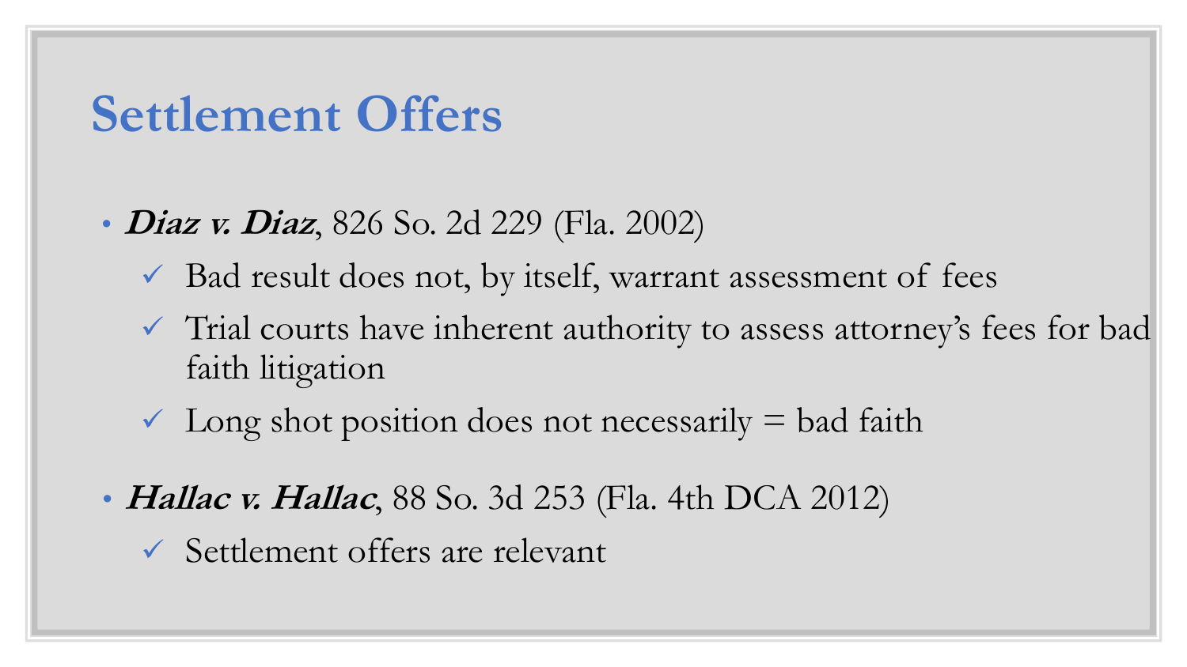# Settlement Offers

- ***Diaz v. Diaz***, 826 So. 2d 229 (Fla. 2002)
  - ✓ Bad result does not, by itself, warrant assessment of fees
  - ✓ Trial courts have inherent authority to assess attorney's fees for bad faith litigation
  - ✓ Long shot position does not necessarily = bad faith
- ***Hallac v. Hallac***, 88 So. 3d 253 (Fla. 4th DCA 2012)
  - ✓ Settlement offers are relevant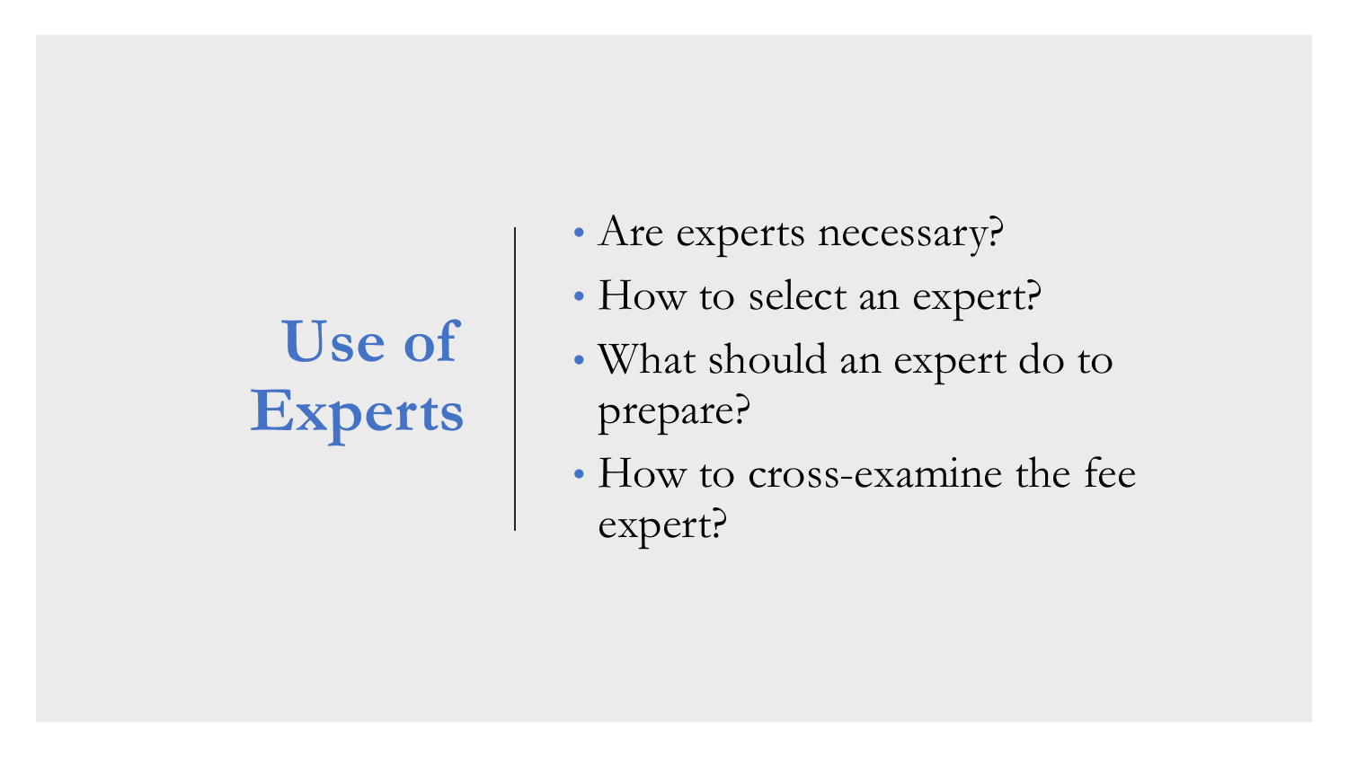# Use of Experts

- Are experts necessary?
- How to select an expert?
- What should an expert do to prepare?
- How to cross-examine the fee expert?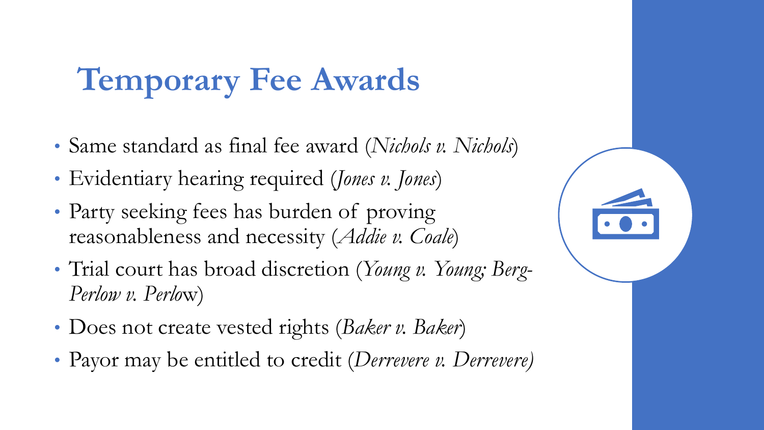# Temporary Fee Awards

- Same standard as final fee award (*Nichols v. Nichols*)
- Evidentiary hearing required (*Jones v. Jones*)
- Party seeking fees has burden of proving reasonableness and necessity (*Addie v. Coale*)
- Trial court has broad discretion (*Young v. Young; Berg-Perlow v. Perlow*)
- Does not create vested rights (*Baker v. Baker*)
- Payor may be entitled to credit (*Derrevere v. Derrevere)*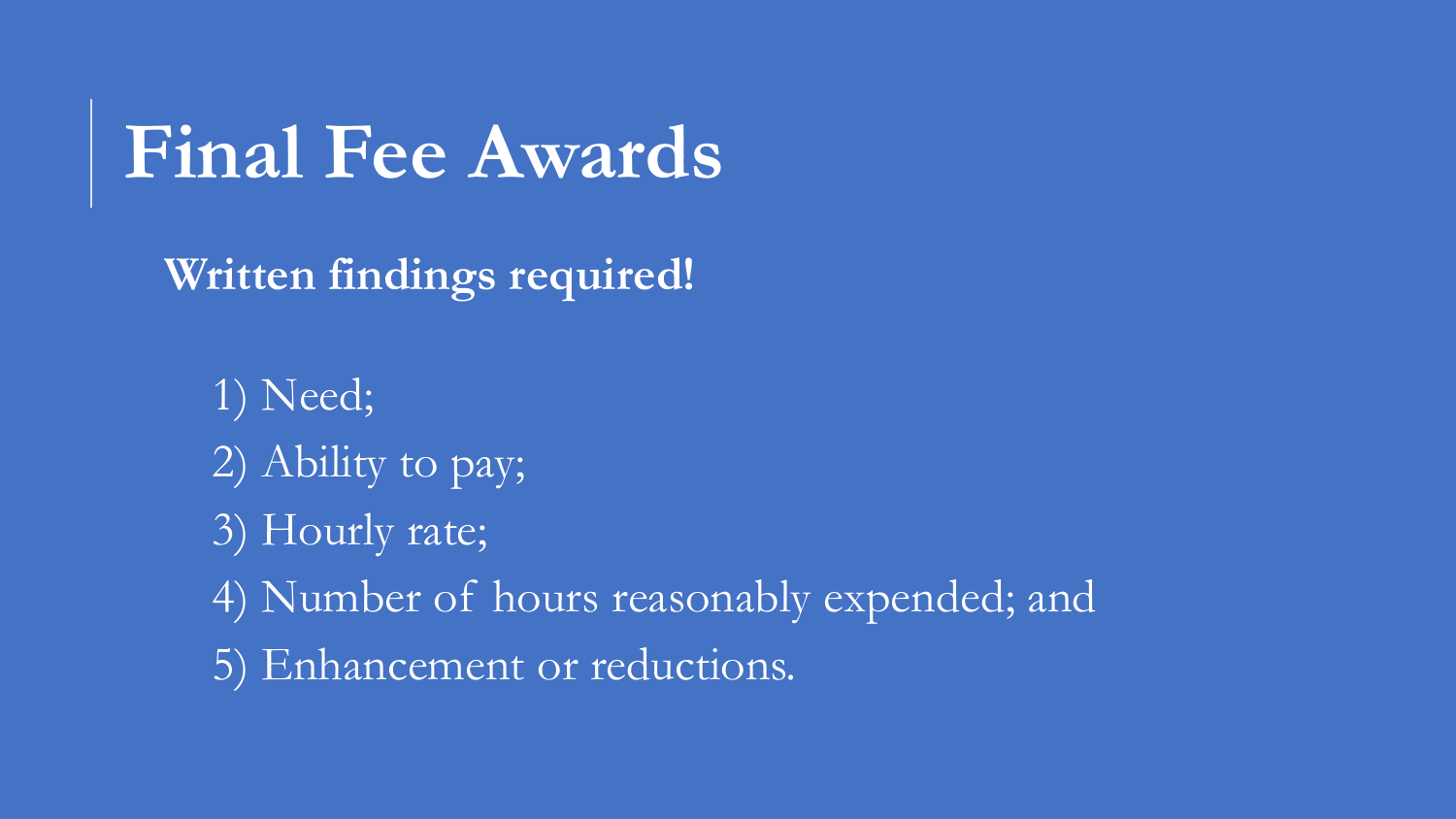# Final Fee Awards

**Written findings required!**

1) Need;
2) Ability to pay;
3) Hourly rate;
4) Number of hours reasonably expended; and
5) Enhancement or reductions.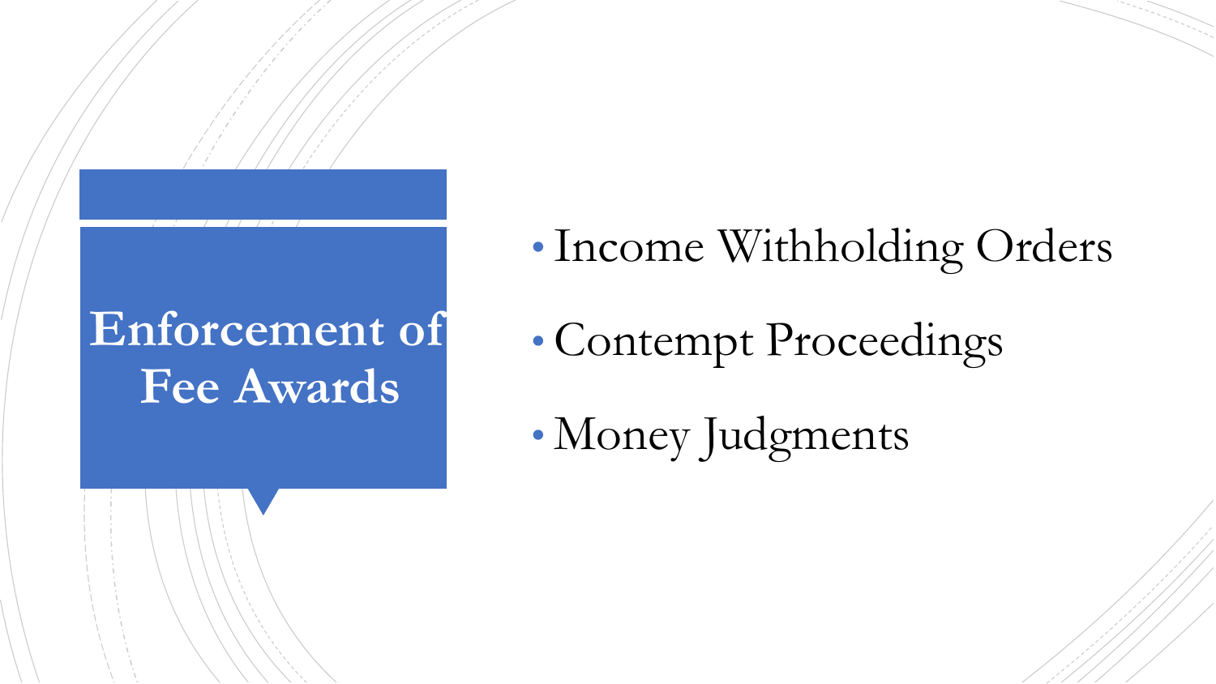# Enforcement of Fee Awards

- Income Withholding Orders
- Contempt Proceedings
- Money Judgments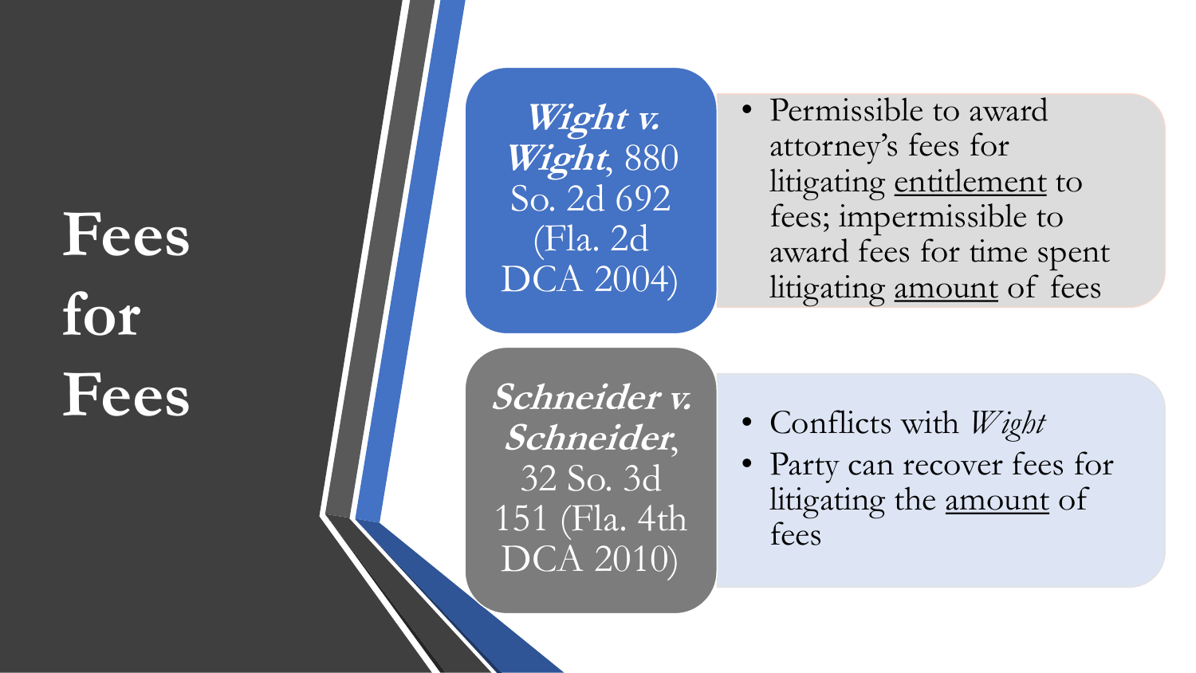# Fees for Fees

***Wight v. Wight***, 880 So. 2d 692 (Fla. 2d DCA 2004)

- Permissible to award attorney's fees for litigating entitlement to fees; impermissible to award fees for time spent litigating amount of fees

***Schneider v. Schneider***, 32 So. 3d 151 (Fla. 4th DCA 2010)

- Conflicts with *Wight*
- Party can recover fees for litigating the amount of fees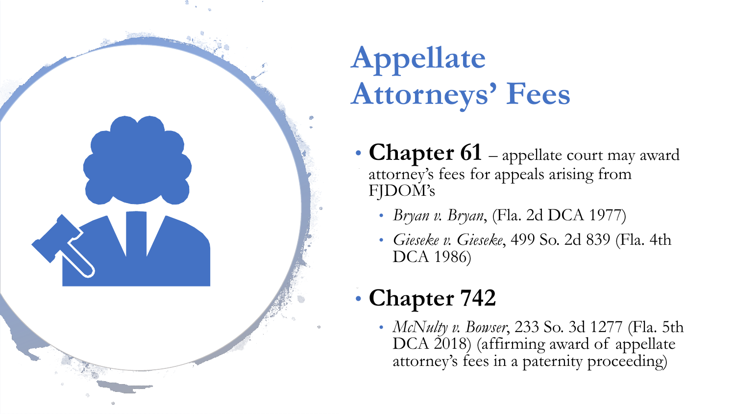# Appellate Attorneys' Fees

- **Chapter 61** – appellate court may award attorney's fees for appeals arising from FJDOM's
  - *Bryan v. Bryan*, (Fla. 2d DCA 1977)
  - *Gieseke v. Gieseke*, 499 So. 2d 839 (Fla. 4th DCA 1986)
- **Chapter 742**
  - *McNulty v. Bowser*, 233 So. 3d 1277 (Fla. 5th DCA 2018) (affirming award of appellate attorney's fees in a paternity proceeding)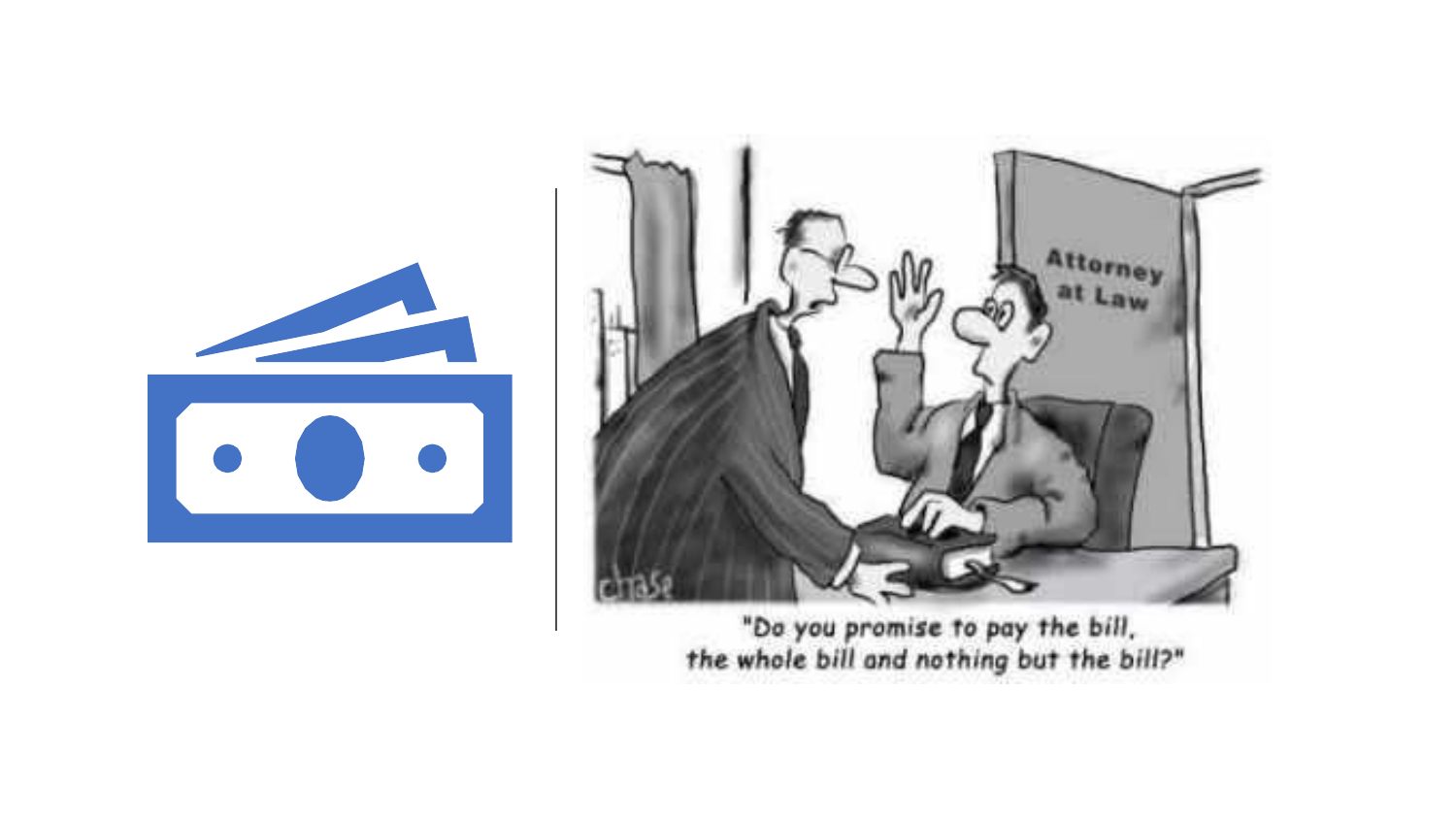"Do you promise to pay the bill, the whole bill and nothing but the bill?"